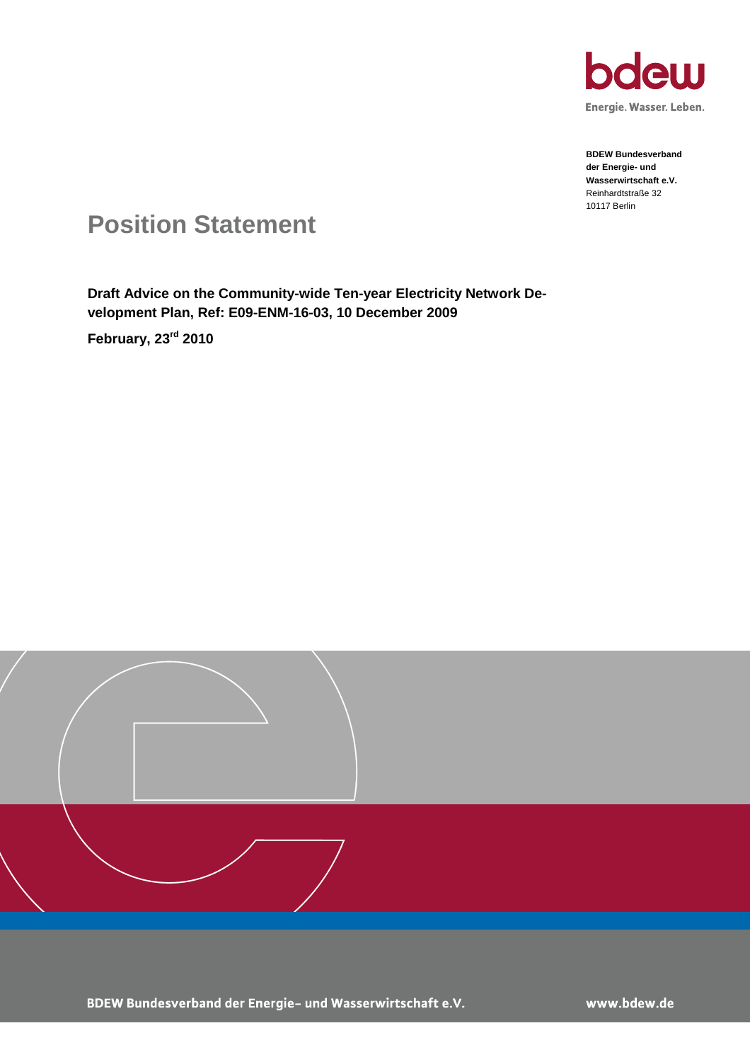bdew

Energie. Wasser. Leben.

**BDEW Bundesverband der Energie- und Wasserwirtschaft e.V.**
Reinhardtstraße 32
10117 Berlin

# Position Statement

**Draft Advice on the Community-wide Ten-year Electricity Network Development Plan, Ref: E09-ENM-16-03, 10 December 2009**

**February, 23rd 2010**

BDEW Bundesverband der Energie- und Wasserwirtschaft e.V.

www.bdew.de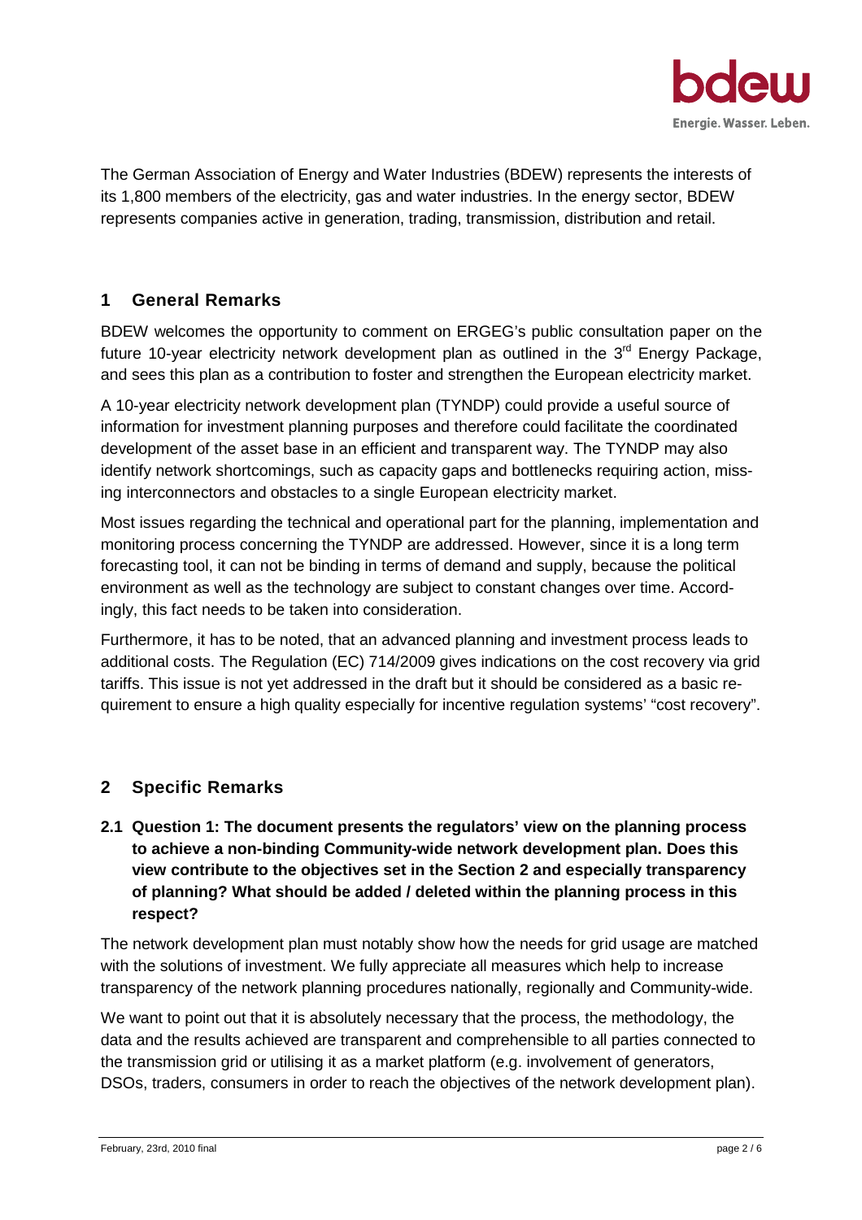The German Association of Energy and Water Industries (BDEW) represents the interests of its 1,800 members of the electricity, gas and water industries. In the energy sector, BDEW represents companies active in generation, trading, transmission, distribution and retail.

## 1 General Remarks

BDEW welcomes the opportunity to comment on ERGEG's public consultation paper on the future 10-year electricity network development plan as outlined in the 3rd Energy Package, and sees this plan as a contribution to foster and strengthen the European electricity market.

A 10-year electricity network development plan (TYNDP) could provide a useful source of information for investment planning purposes and therefore could facilitate the coordinated development of the asset base in an efficient and transparent way. The TYNDP may also identify network shortcomings, such as capacity gaps and bottlenecks requiring action, missing interconnectors and obstacles to a single European electricity market.

Most issues regarding the technical and operational part for the planning, implementation and monitoring process concerning the TYNDP are addressed. However, since it is a long term forecasting tool, it can not be binding in terms of demand and supply, because the political environment as well as the technology are subject to constant changes over time. Accordingly, this fact needs to be taken into consideration.

Furthermore, it has to be noted, that an advanced planning and investment process leads to additional costs. The Regulation (EC) 714/2009 gives indications on the cost recovery via grid tariffs. This issue is not yet addressed in the draft but it should be considered as a basic requirement to ensure a high quality especially for incentive regulation systems' "cost recovery".

## 2 Specific Remarks

### 2.1 Question 1: The document presents the regulators' view on the planning process to achieve a non-binding Community-wide network development plan. Does this view contribute to the objectives set in the Section 2 and especially transparency of planning? What should be added / deleted within the planning process in this respect?

The network development plan must notably show how the needs for grid usage are matched with the solutions of investment. We fully appreciate all measures which help to increase transparency of the network planning procedures nationally, regionally and Community-wide.

We want to point out that it is absolutely necessary that the process, the methodology, the data and the results achieved are transparent and comprehensible to all parties connected to the transmission grid or utilising it as a market platform (e.g. involvement of generators, DSOs, traders, consumers in order to reach the objectives of the network development plan).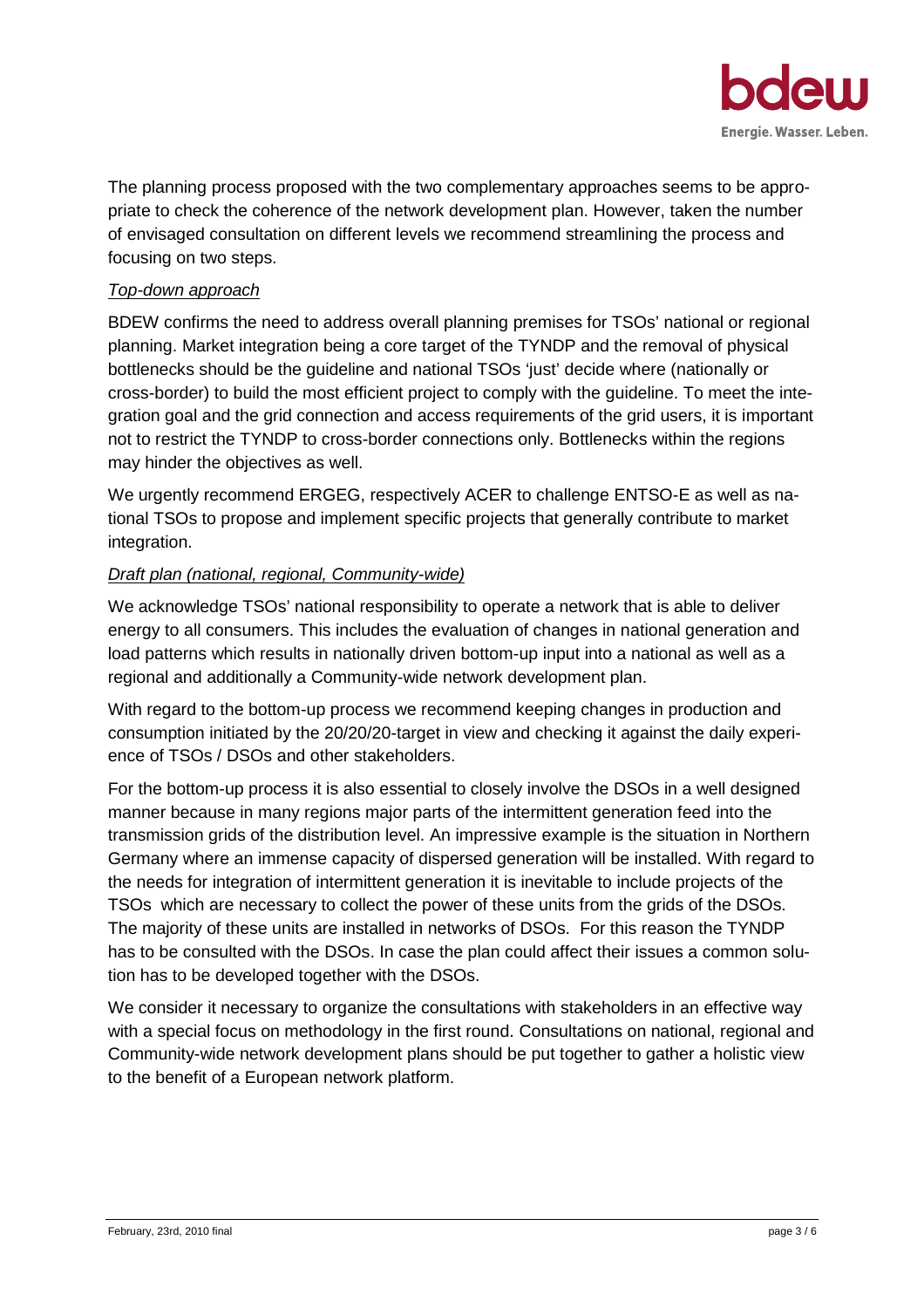The planning process proposed with the two complementary approaches seems to be appropriate to check the coherence of the network development plan. However, taken the number of envisaged consultation on different levels we recommend streamlining the process and focusing on two steps.

*Top-down approach*

BDEW confirms the need to address overall planning premises for TSOs' national or regional planning. Market integration being a core target of the TYNDP and the removal of physical bottlenecks should be the guideline and national TSOs 'just' decide where (nationally or cross-border) to build the most efficient project to comply with the guideline. To meet the integration goal and the grid connection and access requirements of the grid users, it is important not to restrict the TYNDP to cross-border connections only. Bottlenecks within the regions may hinder the objectives as well.

We urgently recommend ERGEG, respectively ACER to challenge ENTSO-E as well as national TSOs to propose and implement specific projects that generally contribute to market integration.

*Draft plan (national, regional, Community-wide)*

We acknowledge TSOs' national responsibility to operate a network that is able to deliver energy to all consumers. This includes the evaluation of changes in national generation and load patterns which results in nationally driven bottom-up input into a national as well as a regional and additionally a Community-wide network development plan.

With regard to the bottom-up process we recommend keeping changes in production and consumption initiated by the 20/20/20-target in view and checking it against the daily experience of TSOs / DSOs and other stakeholders.

For the bottom-up process it is also essential to closely involve the DSOs in a well designed manner because in many regions major parts of the intermittent generation feed into the transmission grids of the distribution level. An impressive example is the situation in Northern Germany where an immense capacity of dispersed generation will be installed. With regard to the needs for integration of intermittent generation it is inevitable to include projects of the TSOs which are necessary to collect the power of these units from the grids of the DSOs. The majority of these units are installed in networks of DSOs. For this reason the TYNDP has to be consulted with the DSOs. In case the plan could affect their issues a common solution has to be developed together with the DSOs.

We consider it necessary to organize the consultations with stakeholders in an effective way with a special focus on methodology in the first round. Consultations on national, regional and Community-wide network development plans should be put together to gather a holistic view to the benefit of a European network platform.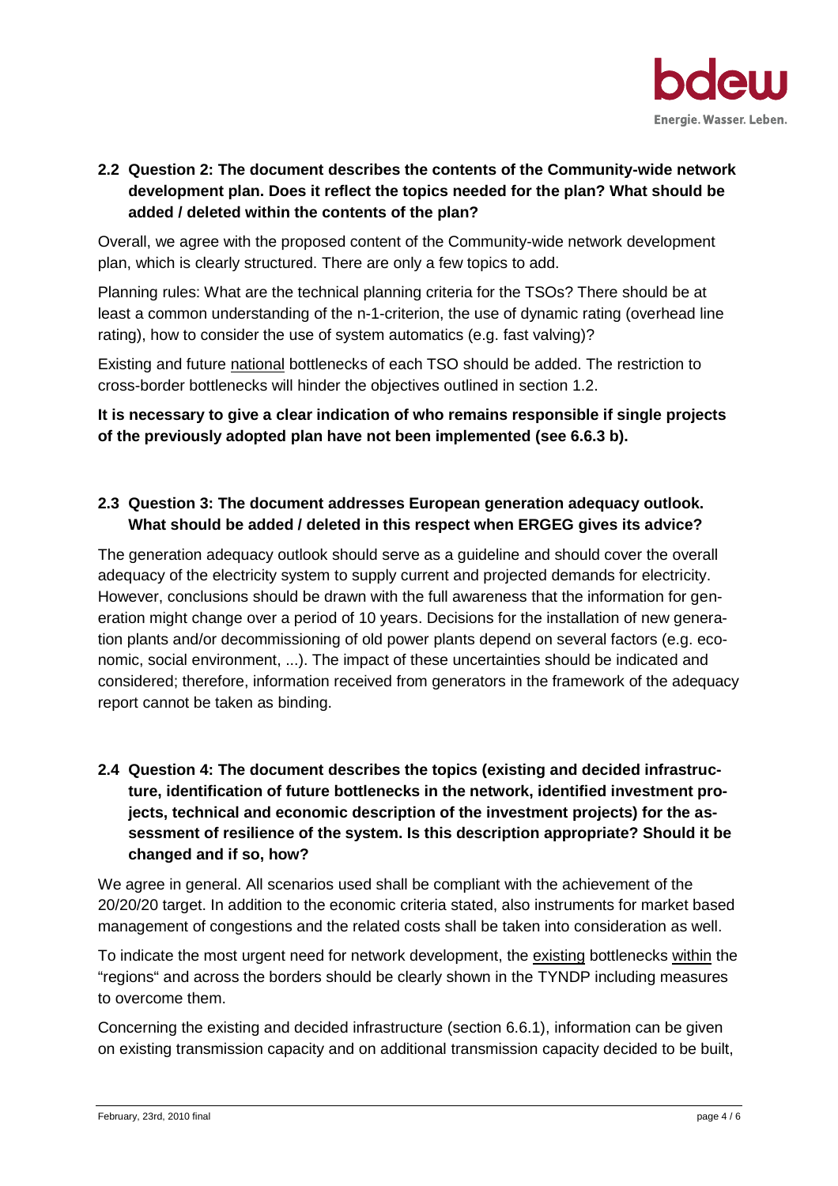## 2.2 Question 2: The document describes the contents of the Community-wide network development plan. Does it reflect the topics needed for the plan? What should be added / deleted within the contents of the plan?

Overall, we agree with the proposed content of the Community-wide network development plan, which is clearly structured. There are only a few topics to add.

Planning rules: What are the technical planning criteria for the TSOs? There should be at least a common understanding of the n-1-criterion, the use of dynamic rating (overhead line rating), how to consider the use of system automatics (e.g. fast valving)?

Existing and future national bottlenecks of each TSO should be added. The restriction to cross-border bottlenecks will hinder the objectives outlined in section 1.2.

**It is necessary to give a clear indication of who remains responsible if single projects of the previously adopted plan have not been implemented (see 6.6.3 b).**

## 2.3 Question 3: The document addresses European generation adequacy outlook. What should be added / deleted in this respect when ERGEG gives its advice?

The generation adequacy outlook should serve as a guideline and should cover the overall adequacy of the electricity system to supply current and projected demands for electricity. However, conclusions should be drawn with the full awareness that the information for generation might change over a period of 10 years. Decisions for the installation of new generation plants and/or decommissioning of old power plants depend on several factors (e.g. economic, social environment, ...). The impact of these uncertainties should be indicated and considered; therefore, information received from generators in the framework of the adequacy report cannot be taken as binding.

## 2.4 Question 4: The document describes the topics (existing and decided infrastructure, identification of future bottlenecks in the network, identified investment projects, technical and economic description of the investment projects) for the assessment of resilience of the system. Is this description appropriate? Should it be changed and if so, how?

We agree in general. All scenarios used shall be compliant with the achievement of the 20/20/20 target. In addition to the economic criteria stated, also instruments for market based management of congestions and the related costs shall be taken into consideration as well.

To indicate the most urgent need for network development, the existing bottlenecks within the "regions" and across the borders should be clearly shown in the TYNDP including measures to overcome them.

Concerning the existing and decided infrastructure (section 6.6.1), information can be given on existing transmission capacity and on additional transmission capacity decided to be built,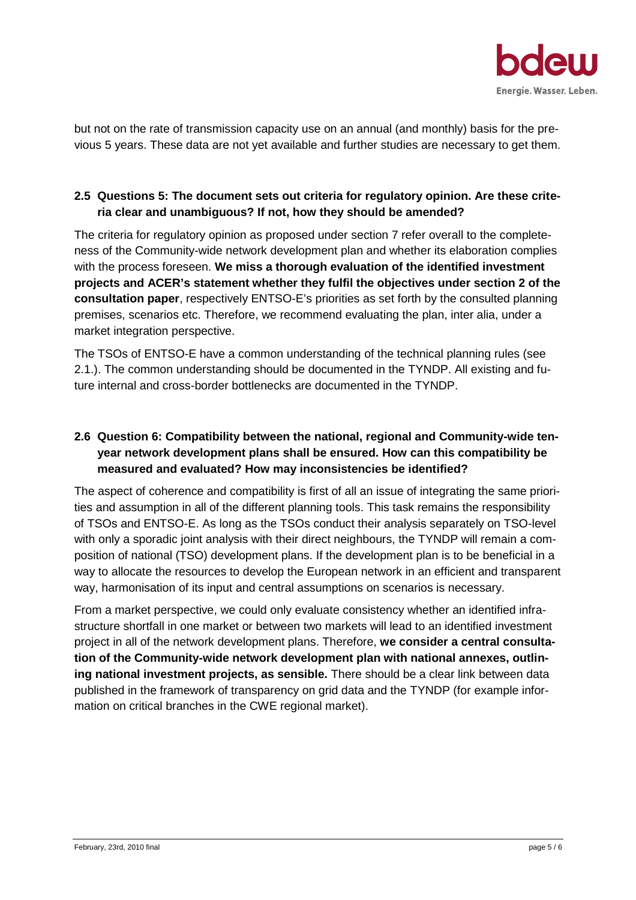but not on the rate of transmission capacity use on an annual (and monthly) basis for the previous 5 years. These data are not yet available and further studies are necessary to get them.

## 2.5 Questions 5: The document sets out criteria for regulatory opinion. Are these criteria clear and unambiguous? If not, how they should be amended?

The criteria for regulatory opinion as proposed under section 7 refer overall to the completeness of the Community-wide network development plan and whether its elaboration complies with the process foreseen. **We miss a thorough evaluation of the identified investment projects and ACER's statement whether they fulfil the objectives under section 2 of the consultation paper**, respectively ENTSO-E's priorities as set forth by the consulted planning premises, scenarios etc. Therefore, we recommend evaluating the plan, inter alia, under a market integration perspective.

The TSOs of ENTSO-E have a common understanding of the technical planning rules (see 2.1.). The common understanding should be documented in the TYNDP. All existing and future internal and cross-border bottlenecks are documented in the TYNDP.

## 2.6 Question 6: Compatibility between the national, regional and Community-wide ten-year network development plans shall be ensured. How can this compatibility be measured and evaluated? How may inconsistencies be identified?

The aspect of coherence and compatibility is first of all an issue of integrating the same priorities and assumption in all of the different planning tools. This task remains the responsibility of TSOs and ENTSO-E. As long as the TSOs conduct their analysis separately on TSO-level with only a sporadic joint analysis with their direct neighbours, the TYNDP will remain a composition of national (TSO) development plans. If the development plan is to be beneficial in a way to allocate the resources to develop the European network in an efficient and transparent way, harmonisation of its input and central assumptions on scenarios is necessary.

From a market perspective, we could only evaluate consistency whether an identified infrastructure shortfall in one market or between two markets will lead to an identified investment project in all of the network development plans. Therefore, **we consider a central consultation of the Community-wide network development plan with national annexes, outlining national investment projects, as sensible.** There should be a clear link between data published in the framework of transparency on grid data and the TYNDP (for example information on critical branches in the CWE regional market).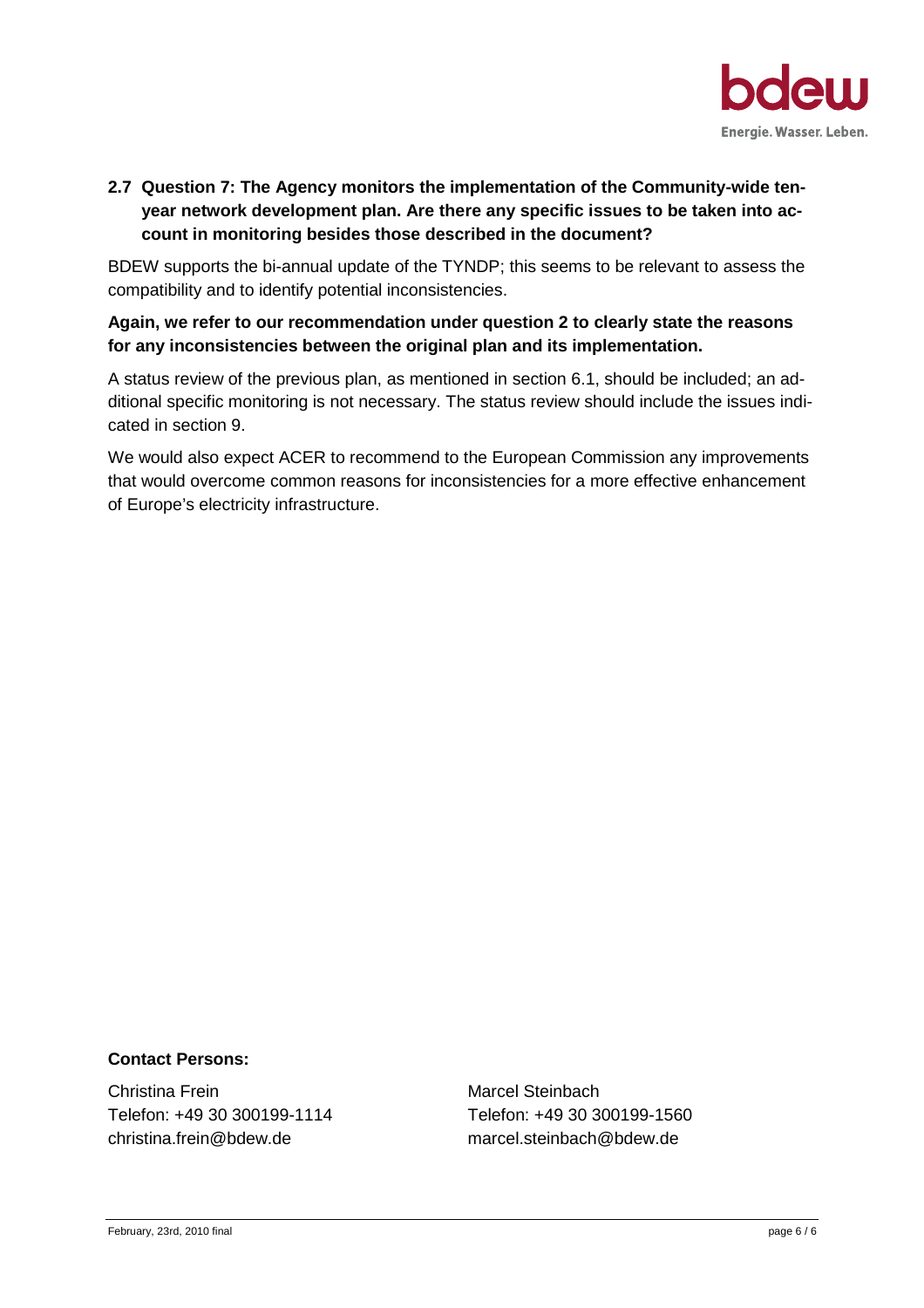### 2.7 Question 7: The Agency monitors the implementation of the Community-wide ten-year network development plan. Are there any specific issues to be taken into account in monitoring besides those described in the document?

BDEW supports the bi-annual update of the TYNDP; this seems to be relevant to assess the compatibility and to identify potential inconsistencies.

**Again, we refer to our recommendation under question 2 to clearly state the reasons for any inconsistencies between the original plan and its implementation.**

A status review of the previous plan, as mentioned in section 6.1, should be included; an additional specific monitoring is not necessary. The status review should include the issues indicated in section 9.

We would also expect ACER to recommend to the European Commission any improvements that would overcome common reasons for inconsistencies for a more effective enhancement of Europe's electricity infrastructure.

**Contact Persons:**

Christina Frein
Telefon: +49 30 300199-1114
christina.frein@bdew.de

Marcel Steinbach
Telefon: +49 30 300199-1560
marcel.steinbach@bdew.de

February, 23rd, 2010 final